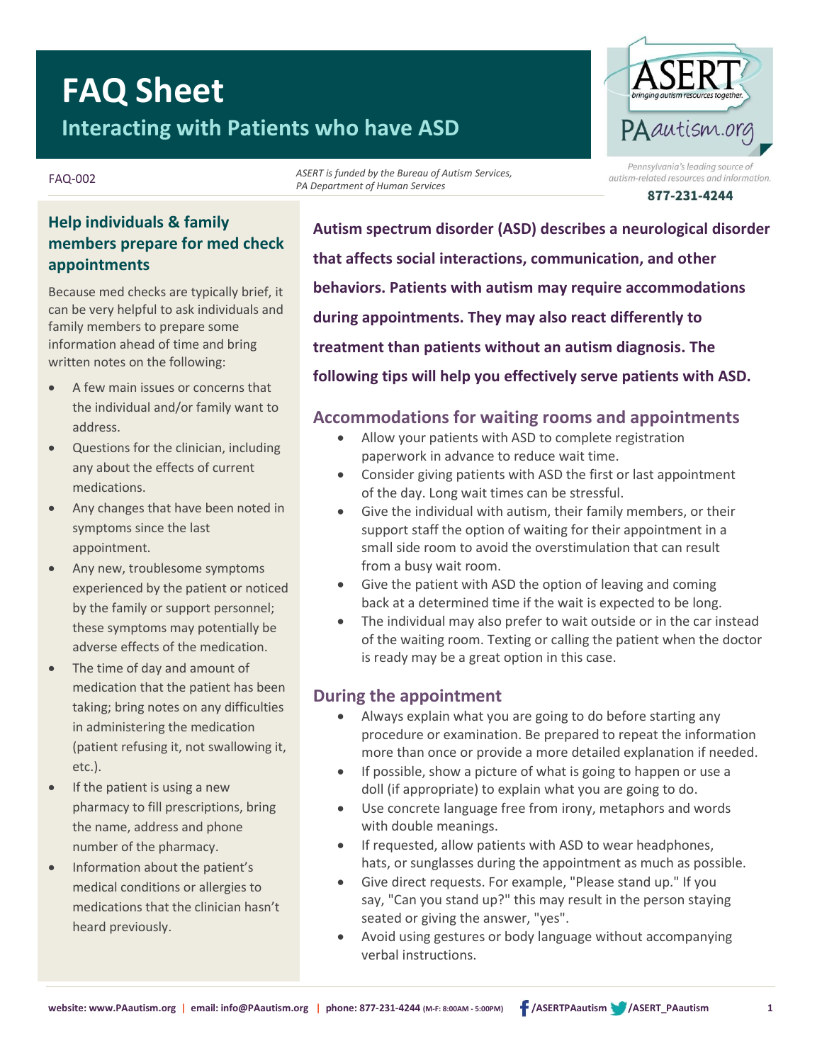# FAQ Sheet

## Interacting with Patients who have ASD

FAQ-002

*ASERT is funded by the Bureau of Autism Services, PA Department of Human Services*

ASERT — bringing autism resources together. PAautism.org

*Pennsylvania's leading source of autism-related resources and information.*

**877-231-4244**

**Autism spectrum disorder (ASD) describes a neurological disorder that affects social interactions, communication, and other behaviors. Patients with autism may require accommodations during appointments. They may also react differently to treatment than patients without an autism diagnosis. The following tips will help you effectively serve patients with ASD.**

### Accommodations for waiting rooms and appointments

- Allow your patients with ASD to complete registration paperwork in advance to reduce wait time.
- Consider giving patients with ASD the first or last appointment of the day. Long wait times can be stressful.
- Give the individual with autism, their family members, or their support staff the option of waiting for their appointment in a small side room to avoid the overstimulation that can result from a busy wait room.
- Give the patient with ASD the option of leaving and coming back at a determined time if the wait is expected to be long.
- The individual may also prefer to wait outside or in the car instead of the waiting room. Texting or calling the patient when the doctor is ready may be a great option in this case.

### During the appointment

- Always explain what you are going to do before starting any procedure or examination. Be prepared to repeat the information more than once or provide a more detailed explanation if needed.
- If possible, show a picture of what is going to happen or use a doll (if appropriate) to explain what you are going to do.
- Use concrete language free from irony, metaphors and words with double meanings.
- If requested, allow patients with ASD to wear headphones, hats, or sunglasses during the appointment as much as possible.
- Give direct requests. For example, "Please stand up." If you say, "Can you stand up?" this may result in the person staying seated or giving the answer, "yes".
- Avoid using gestures or body language without accompanying verbal instructions.

### Help individuals & family members prepare for med check appointments

Because med checks are typically brief, it can be very helpful to ask individuals and family members to prepare some information ahead of time and bring written notes on the following:

- A few main issues or concerns that the individual and/or family want to address.
- Questions for the clinician, including any about the effects of current medications.
- Any changes that have been noted in symptoms since the last appointment.
- Any new, troublesome symptoms experienced by the patient or noticed by the family or support personnel; these symptoms may potentially be adverse effects of the medication.
- The time of day and amount of medication that the patient has been taking; bring notes on any difficulties in administering the medication (patient refusing it, not swallowing it, etc.).
- If the patient is using a new pharmacy to fill prescriptions, bring the name, address and phone number of the pharmacy.
- Information about the patient's medical conditions or allergies to medications that the clinician hasn't heard previously.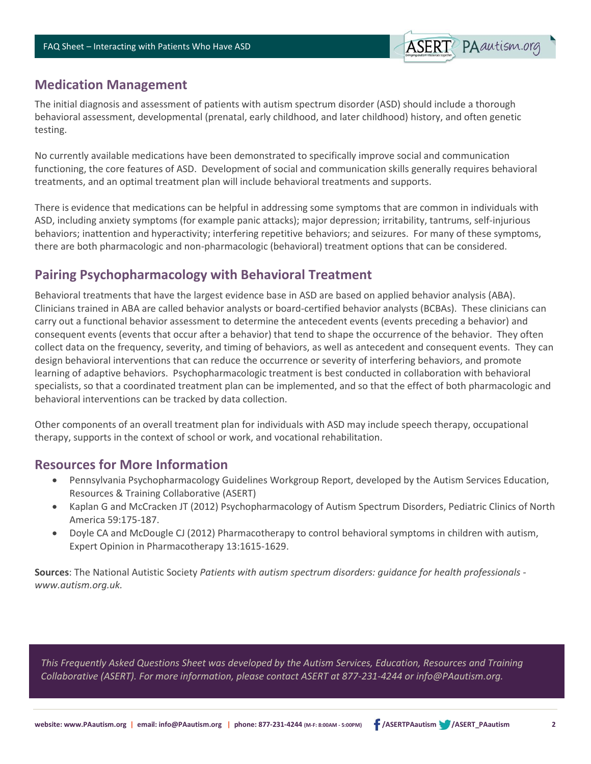## Medication Management

The initial diagnosis and assessment of patients with autism spectrum disorder (ASD) should include a thorough behavioral assessment, developmental (prenatal, early childhood, and later childhood) history, and often genetic testing.

No currently available medications have been demonstrated to specifically improve social and communication functioning, the core features of ASD. Development of social and communication skills generally requires behavioral treatments, and an optimal treatment plan will include behavioral treatments and supports.

There is evidence that medications can be helpful in addressing some symptoms that are common in individuals with ASD, including anxiety symptoms (for example panic attacks); major depression; irritability, tantrums, self-injurious behaviors; inattention and hyperactivity; interfering repetitive behaviors; and seizures. For many of these symptoms, there are both pharmacologic and non-pharmacologic (behavioral) treatment options that can be considered.

## Pairing Psychopharmacology with Behavioral Treatment

Behavioral treatments that have the largest evidence base in ASD are based on applied behavior analysis (ABA). Clinicians trained in ABA are called behavior analysts or board-certified behavior analysts (BCBAs). These clinicians can carry out a functional behavior assessment to determine the antecedent events (events preceding a behavior) and consequent events (events that occur after a behavior) that tend to shape the occurrence of the behavior. They often collect data on the frequency, severity, and timing of behaviors, as well as antecedent and consequent events. They can design behavioral interventions that can reduce the occurrence or severity of interfering behaviors, and promote learning of adaptive behaviors. Psychopharmacologic treatment is best conducted in collaboration with behavioral specialists, so that a coordinated treatment plan can be implemented, and so that the effect of both pharmacologic and behavioral interventions can be tracked by data collection.

Other components of an overall treatment plan for individuals with ASD may include speech therapy, occupational therapy, supports in the context of school or work, and vocational rehabilitation.

## Resources for More Information

- Pennsylvania Psychopharmacology Guidelines Workgroup Report, developed by the Autism Services Education, Resources & Training Collaborative (ASERT)
- Kaplan G and McCracken JT (2012) Psychopharmacology of Autism Spectrum Disorders, Pediatric Clinics of North America 59:175-187.
- Doyle CA and McDougle CJ (2012) Pharmacotherapy to control behavioral symptoms in children with autism, Expert Opinion in Pharmacotherapy 13:1615-1629.

**Sources**: The National Autistic Society *Patients with autism spectrum disorders: guidance for health professionals - www.autism.org.uk.*

*This Frequently Asked Questions Sheet was developed by the Autism Services, Education, Resources and Training Collaborative (ASERT). For more information, please contact ASERT at 877-231-4244 or info@PAautism.org.*